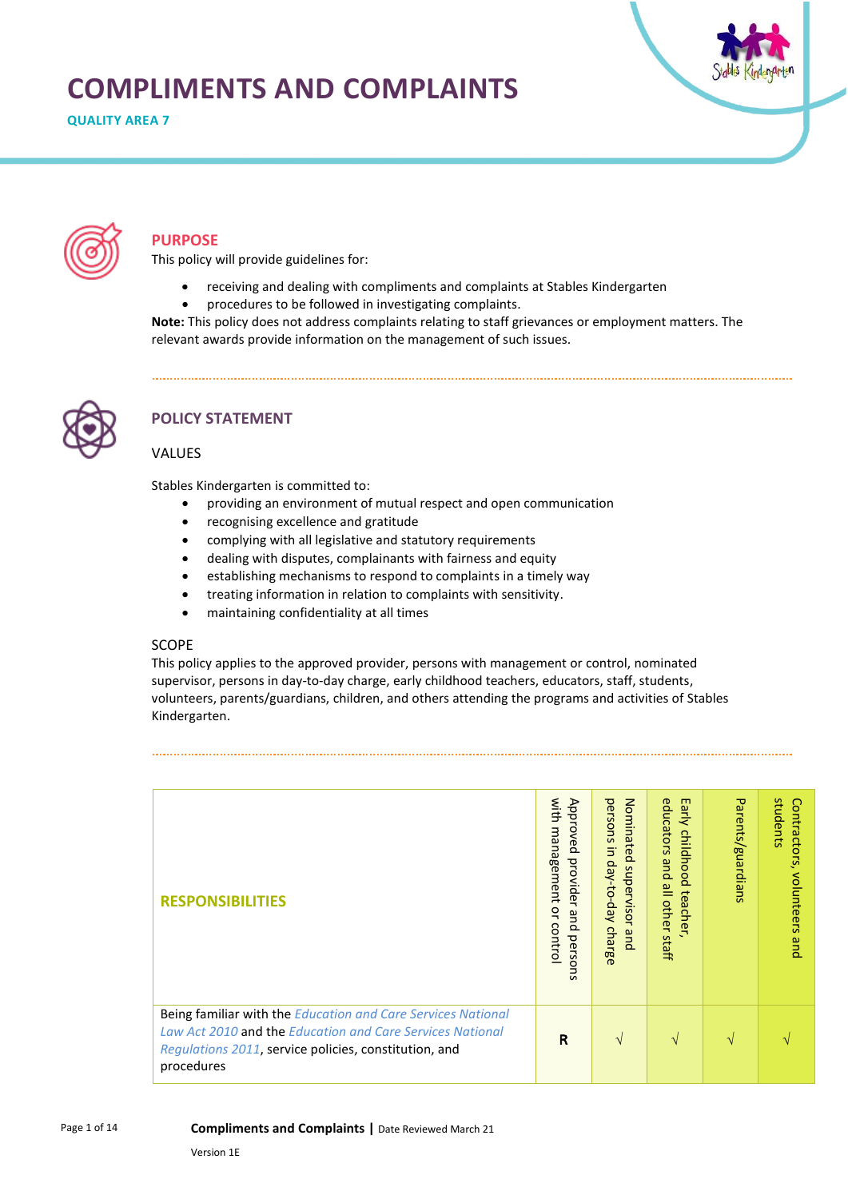# COMPLIMENTS AND COMPLAINTS

**QUALITY AREA 7**

## PURPOSE

This policy will provide guidelines for:

- receiving and dealing with compliments and complaints at Stables Kindergarten
- procedures to be followed in investigating complaints.

**Note:** This policy does not address complaints relating to staff grievances or employment matters. The relevant awards provide information on the management of such issues.

## POLICY STATEMENT

### VALUES

Stables Kindergarten is committed to:

- providing an environment of mutual respect and open communication
- recognising excellence and gratitude
- complying with all legislative and statutory requirements
- dealing with disputes, complainants with fairness and equity
- establishing mechanisms to respond to complaints in a timely way
- treating information in relation to complaints with sensitivity.
- maintaining confidentiality at all times

### SCOPE

This policy applies to the approved provider, persons with management or control, nominated supervisor, persons in day-to-day charge, early childhood teachers, educators, staff, students, volunteers, parents/guardians, children, and others attending the programs and activities of Stables Kindergarten.

| RESPONSIBILITIES | Approved provider and persons with management or control | Nominated supervisor and persons in day-to-day charge | Early childhood teacher, educators and all other staff | Parents/guardians | Contractors, volunteers and students |
|---|---|---|---|---|---|
| Being familiar with the *Education and Care Services National Law Act 2010* and the *Education and Care Services National Regulations 2011*, service policies, constitution, and procedures | **R** | √ | √ | √ | √ |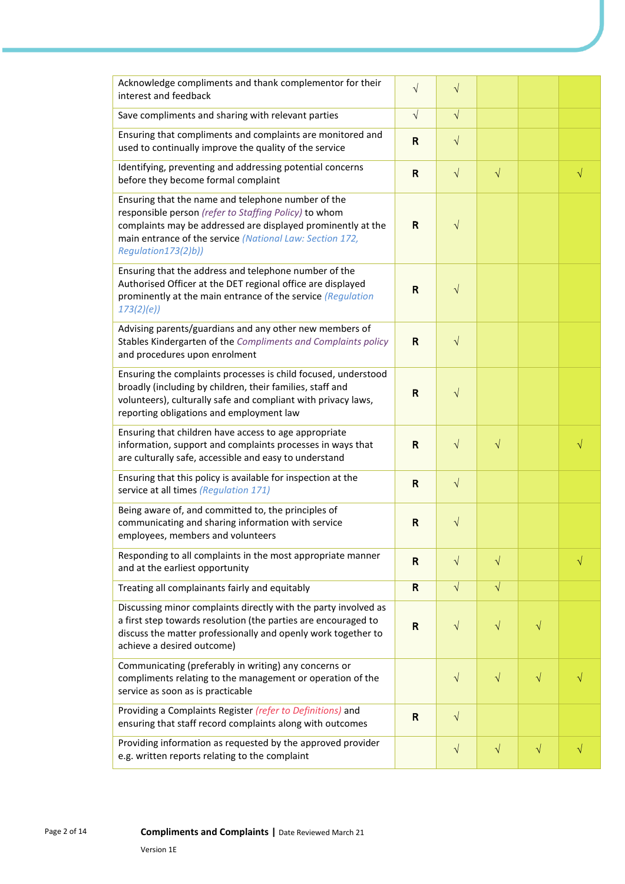| | | | | | |
|---|---|---|---|---|---|
| Acknowledge compliments and thank complementor for their interest and feedback | √ | √ | | | |
| Save compliments and sharing with relevant parties | √ | √ | | | |
| Ensuring that compliments and complaints are monitored and used to continually improve the quality of the service | **R** | √ | | | |
| Identifying, preventing and addressing potential concerns before they become formal complaint | **R** | √ | √ | | √ |
| Ensuring that the name and telephone number of the responsible person *(refer to Staffing Policy)* to whom complaints may be addressed are displayed prominently at the main entrance of the service *(National Law: Section 172, Regulation173(2)b))* | **R** | √ | | | |
| Ensuring that the address and telephone number of the Authorised Officer at the DET regional office are displayed prominently at the main entrance of the service *(Regulation 173(2)(e))* | **R** | √ | | | |
| Advising parents/guardians and any other new members of Stables Kindergarten of the *Compliments and Complaints policy* and procedures upon enrolment | **R** | √ | | | |
| Ensuring the complaints processes is child focused, understood broadly (including by children, their families, staff and volunteers), culturally safe and compliant with privacy laws, reporting obligations and employment law | **R** | √ | | | |
| Ensuring that children have access to age appropriate information, support and complaints processes in ways that are culturally safe, accessible and easy to understand | **R** | √ | √ | | √ |
| Ensuring that this policy is available for inspection at the service at all times *(Regulation 171)* | **R** | √ | | | |
| Being aware of, and committed to, the principles of communicating and sharing information with service employees, members and volunteers | **R** | √ | | | |
| Responding to all complaints in the most appropriate manner and at the earliest opportunity | **R** | √ | √ | | √ |
| Treating all complainants fairly and equitably | **R** | √ | √ | | |
| Discussing minor complaints directly with the party involved as a first step towards resolution (the parties are encouraged to discuss the matter professionally and openly work together to achieve a desired outcome) | **R** | √ | √ | √ | |
| Communicating (preferably in writing) any concerns or compliments relating to the management or operation of the service as soon as is practicable | | √ | √ | √ | √ |
| Providing a Complaints Register *(refer to Definitions)* and ensuring that staff record complaints along with outcomes | **R** | √ | | | |
| Providing information as requested by the approved provider e.g. written reports relating to the complaint | | √ | √ | √ | √ |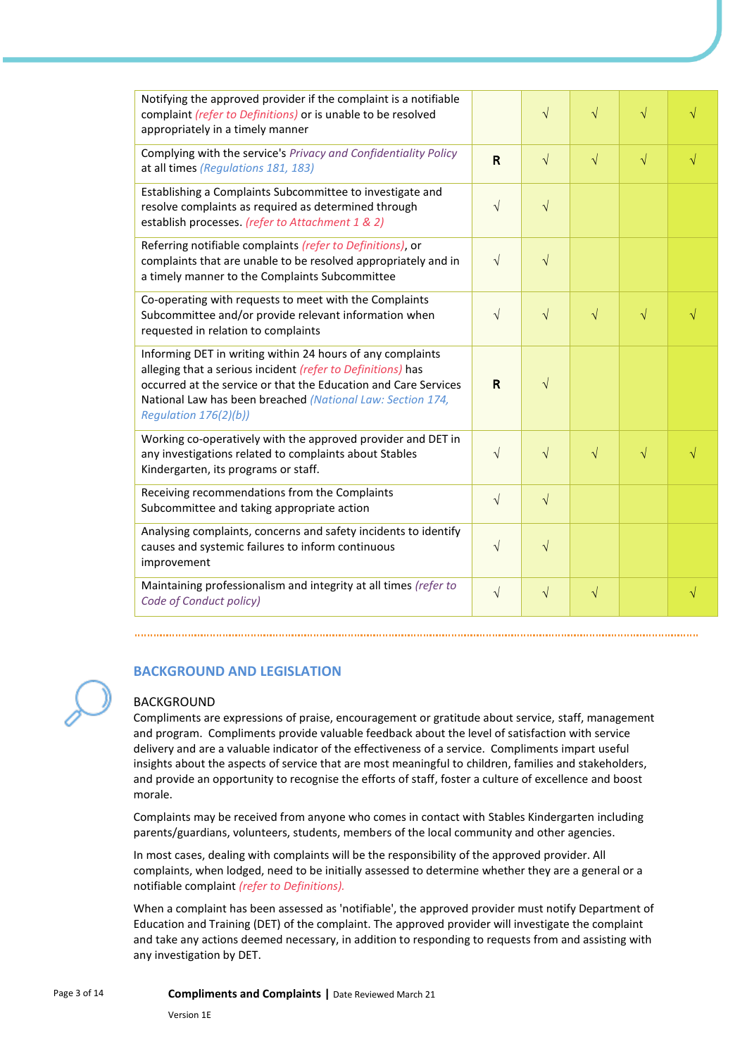| | | | | | |
|---|---|---|---|---|---|
| Notifying the approved provider if the complaint is a notifiable complaint *(refer to Definitions)* or is unable to be resolved appropriately in a timely manner | | √ | √ | √ | √ |
| Complying with the service's *Privacy and Confidentiality Policy* at all times *(Regulations 181, 183)* | **R** | √ | √ | √ | √ |
| Establishing a Complaints Subcommittee to investigate and resolve complaints as required as determined through establish processes. *(refer to Attachment 1 & 2)* | √ | √ | | | |
| Referring notifiable complaints *(refer to Definitions)*, or complaints that are unable to be resolved appropriately and in a timely manner to the Complaints Subcommittee | √ | √ | | | |
| Co-operating with requests to meet with the Complaints Subcommittee and/or provide relevant information when requested in relation to complaints | √ | √ | √ | √ | √ |
| Informing DET in writing within 24 hours of any complaints alleging that a serious incident *(refer to Definitions)* has occurred at the service or that the Education and Care Services National Law has been breached *(National Law: Section 174, Regulation 176(2)(b))* | **R** | √ | | | |
| Working co-operatively with the approved provider and DET in any investigations related to complaints about Stables Kindergarten, its programs or staff. | √ | √ | √ | √ | √ |
| Receiving recommendations from the Complaints Subcommittee and taking appropriate action | √ | √ | | | |
| Analysing complaints, concerns and safety incidents to identify causes and systemic failures to inform continuous improvement | √ | √ | | | |
| Maintaining professionalism and integrity at all times *(refer to Code of Conduct policy)* | √ | √ | √ | | √ |

## BACKGROUND AND LEGISLATION

### BACKGROUND

Compliments are expressions of praise, encouragement or gratitude about service, staff, management and program. Compliments provide valuable feedback about the level of satisfaction with service delivery and are a valuable indicator of the effectiveness of a service. Compliments impart useful insights about the aspects of service that are most meaningful to children, families and stakeholders, and provide an opportunity to recognise the efforts of staff, foster a culture of excellence and boost morale.

Complaints may be received from anyone who comes in contact with Stables Kindergarten including parents/guardians, volunteers, students, members of the local community and other agencies.

In most cases, dealing with complaints will be the responsibility of the approved provider. All complaints, when lodged, need to be initially assessed to determine whether they are a general or a notifiable complaint *(refer to Definitions)*.

When a complaint has been assessed as 'notifiable', the approved provider must notify Department of Education and Training (DET) of the complaint. The approved provider will investigate the complaint and take any actions deemed necessary, in addition to responding to requests from and assisting with any investigation by DET.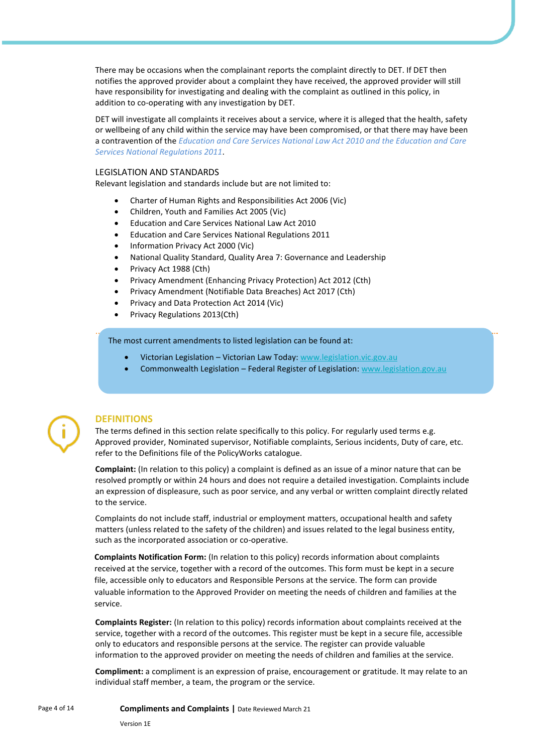There may be occasions when the complainant reports the complaint directly to DET. If DET then notifies the approved provider about a complaint they have received, the approved provider will still have responsibility for investigating and dealing with the complaint as outlined in this policy, in addition to co-operating with any investigation by DET.

DET will investigate all complaints it receives about a service, where it is alleged that the health, safety or wellbeing of any child within the service may have been compromised, or that there may have been a contravention of the *Education and Care Services National Law Act 2010 and the Education and Care Services National Regulations 2011*.

## LEGISLATION AND STANDARDS

Relevant legislation and standards include but are not limited to:

- Charter of Human Rights and Responsibilities Act 2006 (Vic)
- Children, Youth and Families Act 2005 (Vic)
- Education and Care Services National Law Act 2010
- Education and Care Services National Regulations 2011
- Information Privacy Act 2000 (Vic)
- National Quality Standard, Quality Area 7: Governance and Leadership
- Privacy Act 1988 (Cth)
- Privacy Amendment (Enhancing Privacy Protection) Act 2012 (Cth)
- Privacy Amendment (Notifiable Data Breaches) Act 2017 (Cth)
- Privacy and Data Protection Act 2014 (Vic)
- Privacy Regulations 2013(Cth)

The most current amendments to listed legislation can be found at:

- Victorian Legislation – Victorian Law Today: www.legislation.vic.gov.au
- Commonwealth Legislation – Federal Register of Legislation: www.legislation.gov.au

## DEFINITIONS

The terms defined in this section relate specifically to this policy. For regularly used terms e.g. Approved provider, Nominated supervisor, Notifiable complaints, Serious incidents, Duty of care, etc. refer to the Definitions file of the PolicyWorks catalogue.

**Complaint:** (In relation to this policy) a complaint is defined as an issue of a minor nature that can be resolved promptly or within 24 hours and does not require a detailed investigation. Complaints include an expression of displeasure, such as poor service, and any verbal or written complaint directly related to the service.

Complaints do not include staff, industrial or employment matters, occupational health and safety matters (unless related to the safety of the children) and issues related to the legal business entity, such as the incorporated association or co-operative.

**Complaints Notification Form:** (In relation to this policy) records information about complaints received at the service, together with a record of the outcomes. This form must be kept in a secure file, accessible only to educators and Responsible Persons at the service. The form can provide valuable information to the Approved Provider on meeting the needs of children and families at the service.

**Complaints Register:** (In relation to this policy) records information about complaints received at the service, together with a record of the outcomes. This register must be kept in a secure file, accessible only to educators and responsible persons at the service. The register can provide valuable information to the approved provider on meeting the needs of children and families at the service.

**Compliment:** a compliment is an expression of praise, encouragement or gratitude. It may relate to an individual staff member, a team, the program or the service.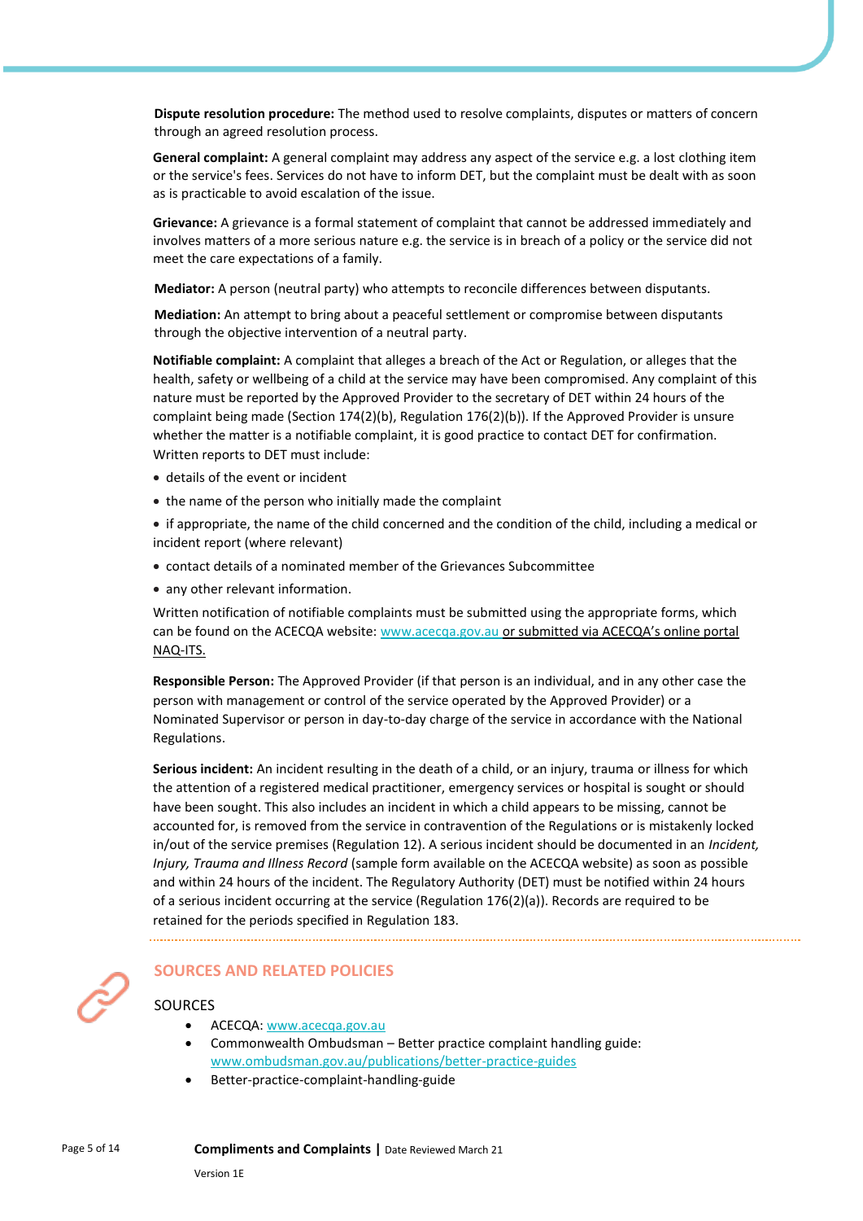**Dispute resolution procedure:** The method used to resolve complaints, disputes or matters of concern through an agreed resolution process.

**General complaint:** A general complaint may address any aspect of the service e.g. a lost clothing item or the service's fees. Services do not have to inform DET, but the complaint must be dealt with as soon as is practicable to avoid escalation of the issue.

**Grievance:** A grievance is a formal statement of complaint that cannot be addressed immediately and involves matters of a more serious nature e.g. the service is in breach of a policy or the service did not meet the care expectations of a family.

**Mediator:** A person (neutral party) who attempts to reconcile differences between disputants.

**Mediation:** An attempt to bring about a peaceful settlement or compromise between disputants through the objective intervention of a neutral party.

**Notifiable complaint:** A complaint that alleges a breach of the Act or Regulation, or alleges that the health, safety or wellbeing of a child at the service may have been compromised. Any complaint of this nature must be reported by the Approved Provider to the secretary of DET within 24 hours of the complaint being made (Section 174(2)(b), Regulation 176(2)(b)). If the Approved Provider is unsure whether the matter is a notifiable complaint, it is good practice to contact DET for confirmation. Written reports to DET must include:

- details of the event or incident
- the name of the person who initially made the complaint
- if appropriate, the name of the child concerned and the condition of the child, including a medical or incident report (where relevant)
- contact details of a nominated member of the Grievances Subcommittee
- any other relevant information.

Written notification of notifiable complaints must be submitted using the appropriate forms, which can be found on the ACECQA website: www.acecqa.gov.au or submitted via ACECQA's online portal NAQ-ITS.

**Responsible Person:** The Approved Provider (if that person is an individual, and in any other case the person with management or control of the service operated by the Approved Provider) or a Nominated Supervisor or person in day-to-day charge of the service in accordance with the National Regulations.

**Serious incident:** An incident resulting in the death of a child, or an injury, trauma or illness for which the attention of a registered medical practitioner, emergency services or hospital is sought or should have been sought. This also includes an incident in which a child appears to be missing, cannot be accounted for, is removed from the service in contravention of the Regulations or is mistakenly locked in/out of the service premises (Regulation 12). A serious incident should be documented in an *Incident, Injury, Trauma and Illness Record* (sample form available on the ACECQA website) as soon as possible and within 24 hours of the incident. The Regulatory Authority (DET) must be notified within 24 hours of a serious incident occurring at the service (Regulation 176(2)(a)). Records are required to be retained for the periods specified in Regulation 183.

## SOURCES AND RELATED POLICIES

### SOURCES

- ACECQA: www.acecqa.gov.au
- Commonwealth Ombudsman – Better practice complaint handling guide: www.ombudsman.gov.au/publications/better-practice-guides
- Better-practice-complaint-handling-guide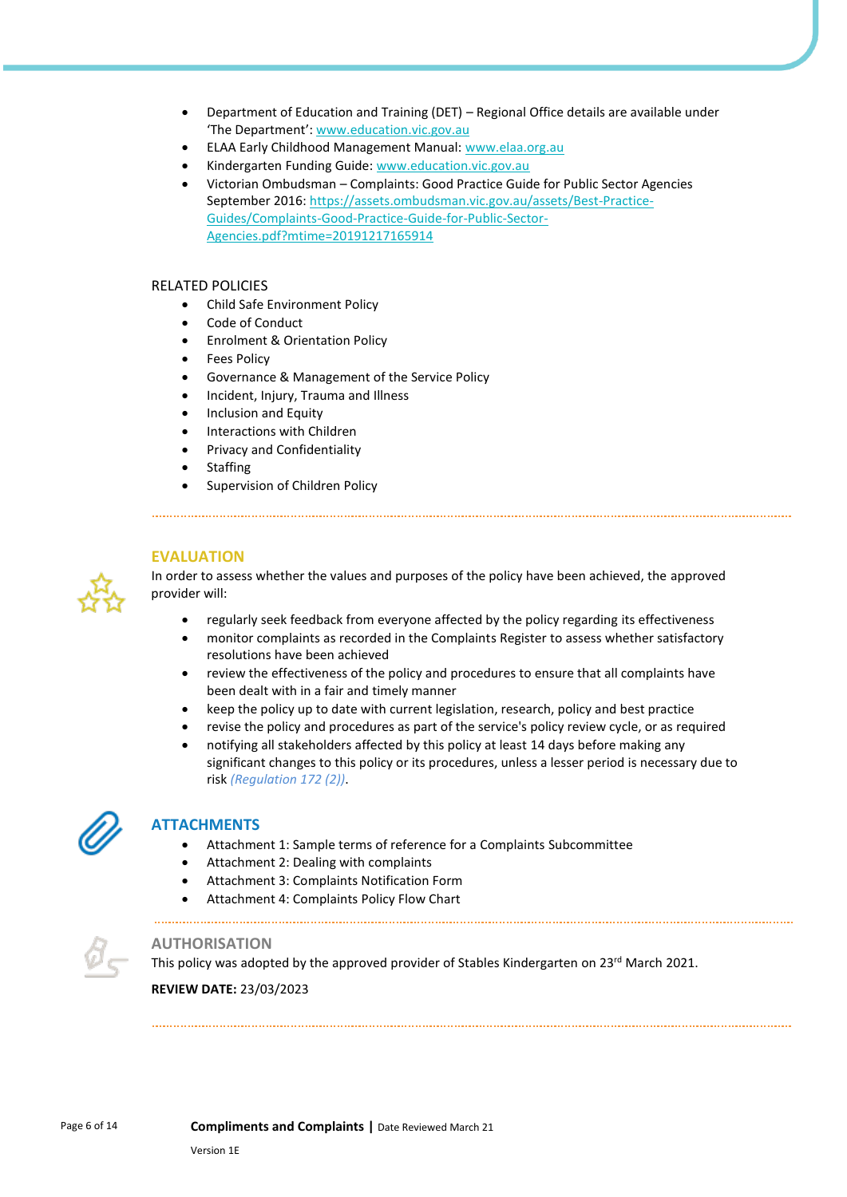- Department of Education and Training (DET) – Regional Office details are available under 'The Department': www.education.vic.gov.au
- ELAA Early Childhood Management Manual: www.elaa.org.au
- Kindergarten Funding Guide: www.education.vic.gov.au
- Victorian Ombudsman – Complaints: Good Practice Guide for Public Sector Agencies September 2016: https://assets.ombudsman.vic.gov.au/assets/Best-Practice-Guides/Complaints-Good-Practice-Guide-for-Public-Sector-Agencies.pdf?mtime=20191217165914

RELATED POLICIES

- Child Safe Environment Policy
- Code of Conduct
- Enrolment & Orientation Policy
- Fees Policy
- Governance & Management of the Service Policy
- Incident, Injury, Trauma and Illness
- Inclusion and Equity
- Interactions with Children
- Privacy and Confidentiality
- Staffing
- Supervision of Children Policy

## EVALUATION

In order to assess whether the values and purposes of the policy have been achieved, the approved provider will:

- regularly seek feedback from everyone affected by the policy regarding its effectiveness
- monitor complaints as recorded in the Complaints Register to assess whether satisfactory resolutions have been achieved
- review the effectiveness of the policy and procedures to ensure that all complaints have been dealt with in a fair and timely manner
- keep the policy up to date with current legislation, research, policy and best practice
- revise the policy and procedures as part of the service's policy review cycle, or as required
- notifying all stakeholders affected by this policy at least 14 days before making any significant changes to this policy or its procedures, unless a lesser period is necessary due to risk *(Regulation 172 (2))*.

## ATTACHMENTS

- Attachment 1: Sample terms of reference for a Complaints Subcommittee
- Attachment 2: Dealing with complaints
- Attachment 3: Complaints Notification Form
- Attachment 4: Complaints Policy Flow Chart

## AUTHORISATION

This policy was adopted by the approved provider of Stables Kindergarten on 23rd March 2021.

**REVIEW DATE:** 23/03/2023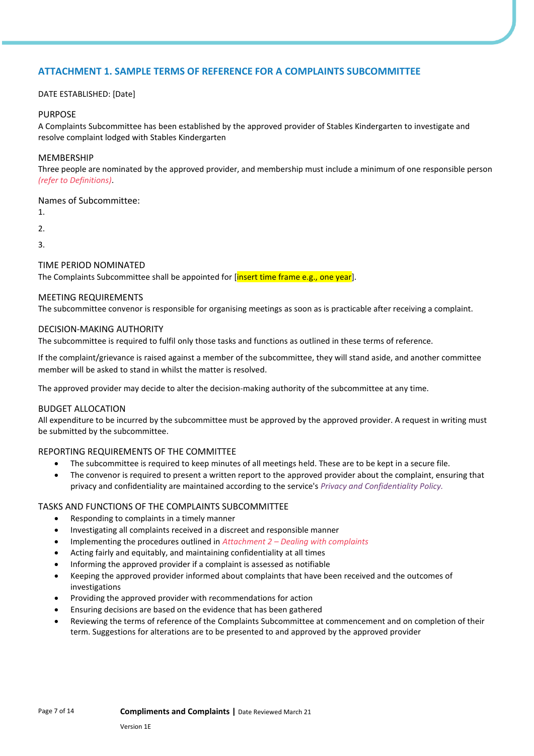## ATTACHMENT 1. SAMPLE TERMS OF REFERENCE FOR A COMPLAINTS SUBCOMMITTEE

DATE ESTABLISHED: [Date]

### PURPOSE

A Complaints Subcommittee has been established by the approved provider of Stables Kindergarten to investigate and resolve complaint lodged with Stables Kindergarten

### MEMBERSHIP

Three people are nominated by the approved provider, and membership must include a minimum of one responsible person *(refer to Definitions)*.

Names of Subcommittee:

1.

2.

3.

### TIME PERIOD NOMINATED

The Complaints Subcommittee shall be appointed for [insert time frame e.g., one year].

### MEETING REQUIREMENTS

The subcommittee convenor is responsible for organising meetings as soon as is practicable after receiving a complaint.

### DECISION-MAKING AUTHORITY

The subcommittee is required to fulfil only those tasks and functions as outlined in these terms of reference.

If the complaint/grievance is raised against a member of the subcommittee, they will stand aside, and another committee member will be asked to stand in whilst the matter is resolved.

The approved provider may decide to alter the decision-making authority of the subcommittee at any time.

### BUDGET ALLOCATION

All expenditure to be incurred by the subcommittee must be approved by the approved provider. A request in writing must be submitted by the subcommittee.

### REPORTING REQUIREMENTS OF THE COMMITTEE

- The subcommittee is required to keep minutes of all meetings held. These are to be kept in a secure file.
- The convenor is required to present a written report to the approved provider about the complaint, ensuring that privacy and confidentiality are maintained according to the service's *Privacy and Confidentiality Policy.*

### TASKS AND FUNCTIONS OF THE COMPLAINTS SUBCOMMITTEE

- Responding to complaints in a timely manner
- Investigating all complaints received in a discreet and responsible manner
- Implementing the procedures outlined in *Attachment 2 – Dealing with complaints*
- Acting fairly and equitably, and maintaining confidentiality at all times
- Informing the approved provider if a complaint is assessed as notifiable
- Keeping the approved provider informed about complaints that have been received and the outcomes of investigations
- Providing the approved provider with recommendations for action
- Ensuring decisions are based on the evidence that has been gathered
- Reviewing the terms of reference of the Complaints Subcommittee at commencement and on completion of their term. Suggestions for alterations are to be presented to and approved by the approved provider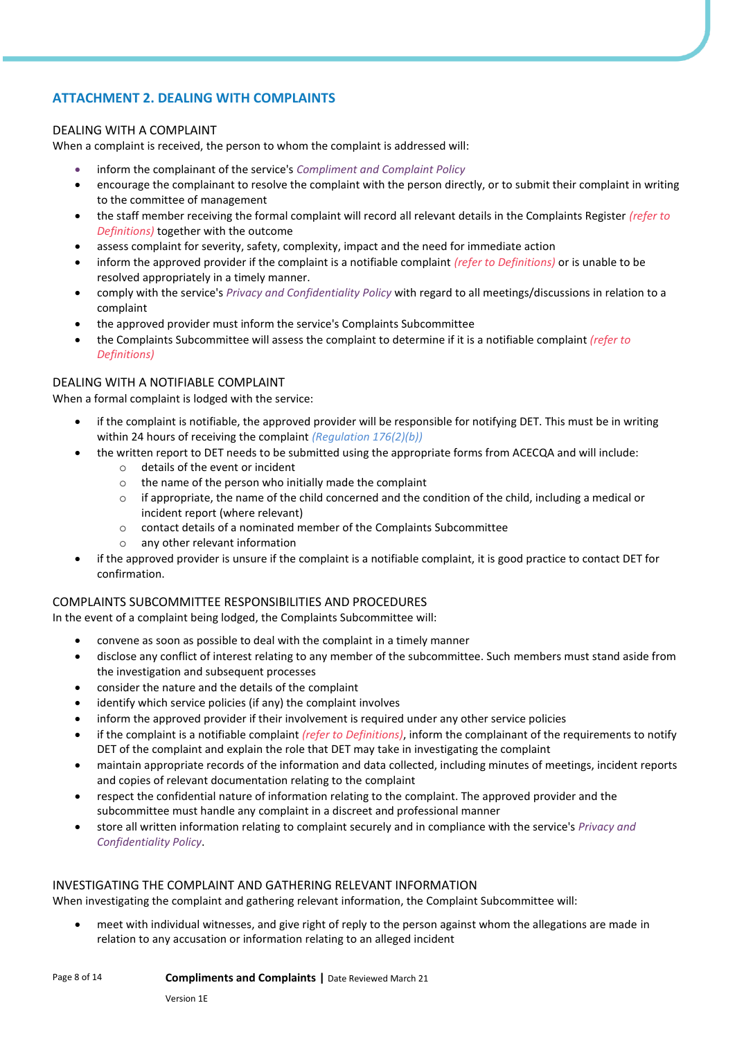## ATTACHMENT 2. DEALING WITH COMPLAINTS

### DEALING WITH A COMPLAINT

When a complaint is received, the person to whom the complaint is addressed will:

- inform the complainant of the service's *Compliment and Complaint Policy*
- encourage the complainant to resolve the complaint with the person directly, or to submit their complaint in writing to the committee of management
- the staff member receiving the formal complaint will record all relevant details in the Complaints Register *(refer to Definitions)* together with the outcome
- assess complaint for severity, safety, complexity, impact and the need for immediate action
- inform the approved provider if the complaint is a notifiable complaint *(refer to Definitions)* or is unable to be resolved appropriately in a timely manner.
- comply with the service's *Privacy and Confidentiality Policy* with regard to all meetings/discussions in relation to a complaint
- the approved provider must inform the service's Complaints Subcommittee
- the Complaints Subcommittee will assess the complaint to determine if it is a notifiable complaint *(refer to Definitions)*

### DEALING WITH A NOTIFIABLE COMPLAINT

When a formal complaint is lodged with the service:

- if the complaint is notifiable, the approved provider will be responsible for notifying DET. This must be in writing within 24 hours of receiving the complaint *(Regulation 176(2)(b))*
- the written report to DET needs to be submitted using the appropriate forms from ACECQA and will include:
    - details of the event or incident
    - the name of the person who initially made the complaint
    - if appropriate, the name of the child concerned and the condition of the child, including a medical or incident report (where relevant)
    - contact details of a nominated member of the Complaints Subcommittee
    - any other relevant information
- if the approved provider is unsure if the complaint is a notifiable complaint, it is good practice to contact DET for confirmation.

### COMPLAINTS SUBCOMMITTEE RESPONSIBILITIES AND PROCEDURES

In the event of a complaint being lodged, the Complaints Subcommittee will:

- convene as soon as possible to deal with the complaint in a timely manner
- disclose any conflict of interest relating to any member of the subcommittee. Such members must stand aside from the investigation and subsequent processes
- consider the nature and the details of the complaint
- identify which service policies (if any) the complaint involves
- inform the approved provider if their involvement is required under any other service policies
- if the complaint is a notifiable complaint *(refer to Definitions)*, inform the complainant of the requirements to notify DET of the complaint and explain the role that DET may take in investigating the complaint
- maintain appropriate records of the information and data collected, including minutes of meetings, incident reports and copies of relevant documentation relating to the complaint
- respect the confidential nature of information relating to the complaint. The approved provider and the subcommittee must handle any complaint in a discreet and professional manner
- store all written information relating to complaint securely and in compliance with the service's *Privacy and Confidentiality Policy*.

### INVESTIGATING THE COMPLAINT AND GATHERING RELEVANT INFORMATION

When investigating the complaint and gathering relevant information, the Complaint Subcommittee will:

- meet with individual witnesses, and give right of reply to the person against whom the allegations are made in relation to any accusation or information relating to an alleged incident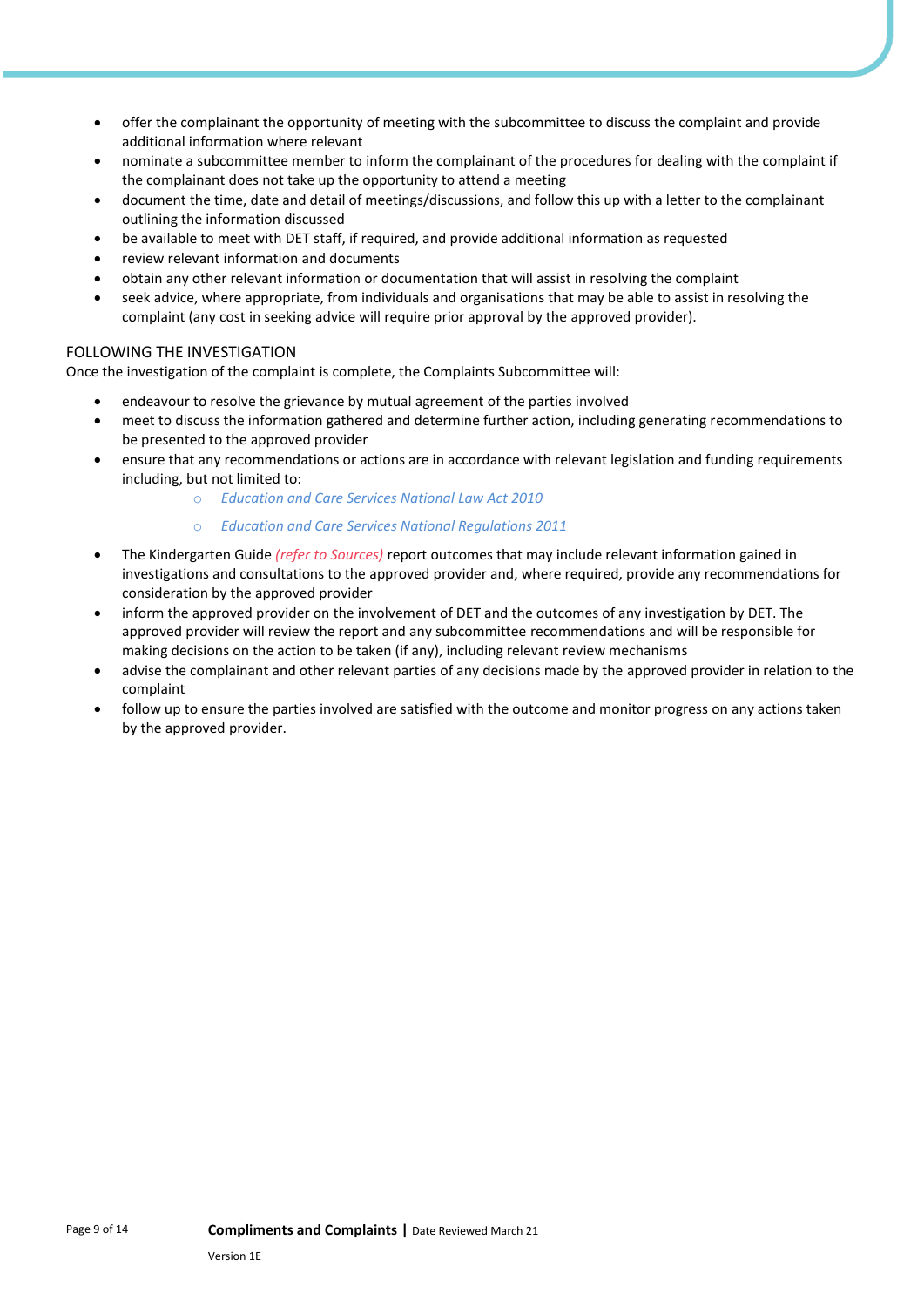- offer the complainant the opportunity of meeting with the subcommittee to discuss the complaint and provide additional information where relevant
- nominate a subcommittee member to inform the complainant of the procedures for dealing with the complaint if the complainant does not take up the opportunity to attend a meeting
- document the time, date and detail of meetings/discussions, and follow this up with a letter to the complainant outlining the information discussed
- be available to meet with DET staff, if required, and provide additional information as requested
- review relevant information and documents
- obtain any other relevant information or documentation that will assist in resolving the complaint
- seek advice, where appropriate, from individuals and organisations that may be able to assist in resolving the complaint (any cost in seeking advice will require prior approval by the approved provider).

## FOLLOWING THE INVESTIGATION

Once the investigation of the complaint is complete, the Complaints Subcommittee will:

- endeavour to resolve the grievance by mutual agreement of the parties involved
- meet to discuss the information gathered and determine further action, including generating recommendations to be presented to the approved provider
- ensure that any recommendations or actions are in accordance with relevant legislation and funding requirements including, but not limited to:
  - *Education and Care Services National Law Act 2010*
  - *Education and Care Services National Regulations 2011*
- The Kindergarten Guide *(refer to Sources)* report outcomes that may include relevant information gained in investigations and consultations to the approved provider and, where required, provide any recommendations for consideration by the approved provider
- inform the approved provider on the involvement of DET and the outcomes of any investigation by DET. The approved provider will review the report and any subcommittee recommendations and will be responsible for making decisions on the action to be taken (if any), including relevant review mechanisms
- advise the complainant and other relevant parties of any decisions made by the approved provider in relation to the complaint
- follow up to ensure the parties involved are satisfied with the outcome and monitor progress on any actions taken by the approved provider.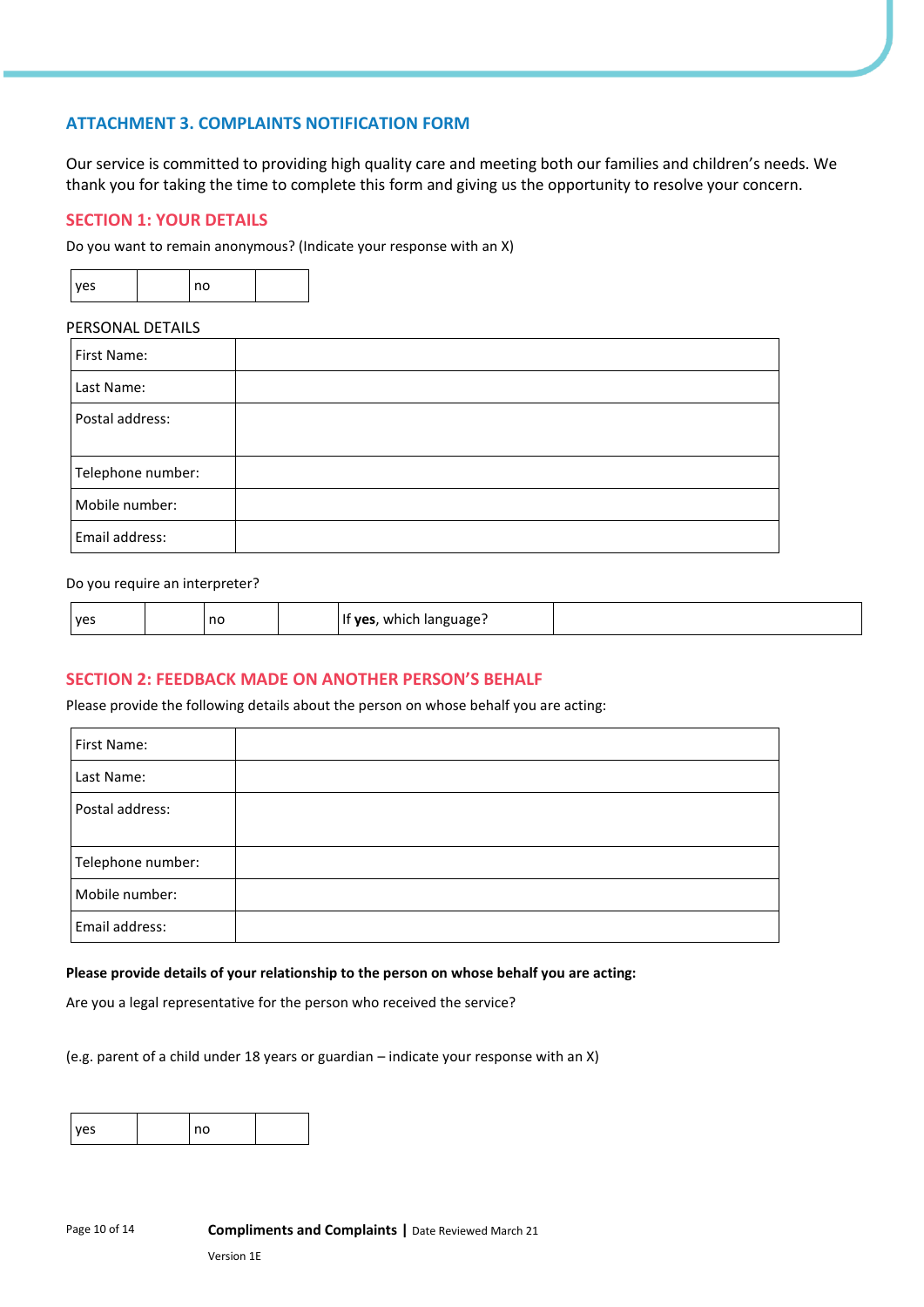## ATTACHMENT 3. COMPLAINTS NOTIFICATION FORM

Our service is committed to providing high quality care and meeting both our families and children's needs. We thank you for taking the time to complete this form and giving us the opportunity to resolve your concern.

### SECTION 1: YOUR DETAILS

Do you want to remain anonymous? (Indicate your response with an X)

| yes | | no | |
|---|---|---|---|

PERSONAL DETAILS

| First Name: | |
|---|---|
| Last Name: | |
| Postal address: | |
| Telephone number: | |
| Mobile number: | |
| Email address: | |

Do you require an interpreter?

| yes | | no | | If **yes**, which language? | |
|---|---|---|---|---|---|

### SECTION 2: FEEDBACK MADE ON ANOTHER PERSON'S BEHALF

Please provide the following details about the person on whose behalf you are acting:

| First Name: | |
|---|---|
| Last Name: | |
| Postal address: | |
| Telephone number: | |
| Mobile number: | |
| Email address: | |

**Please provide details of your relationship to the person on whose behalf you are acting:**

Are you a legal representative for the person who received the service?

(e.g. parent of a child under 18 years or guardian – indicate your response with an X)

| yes | | no | |
|---|---|---|---|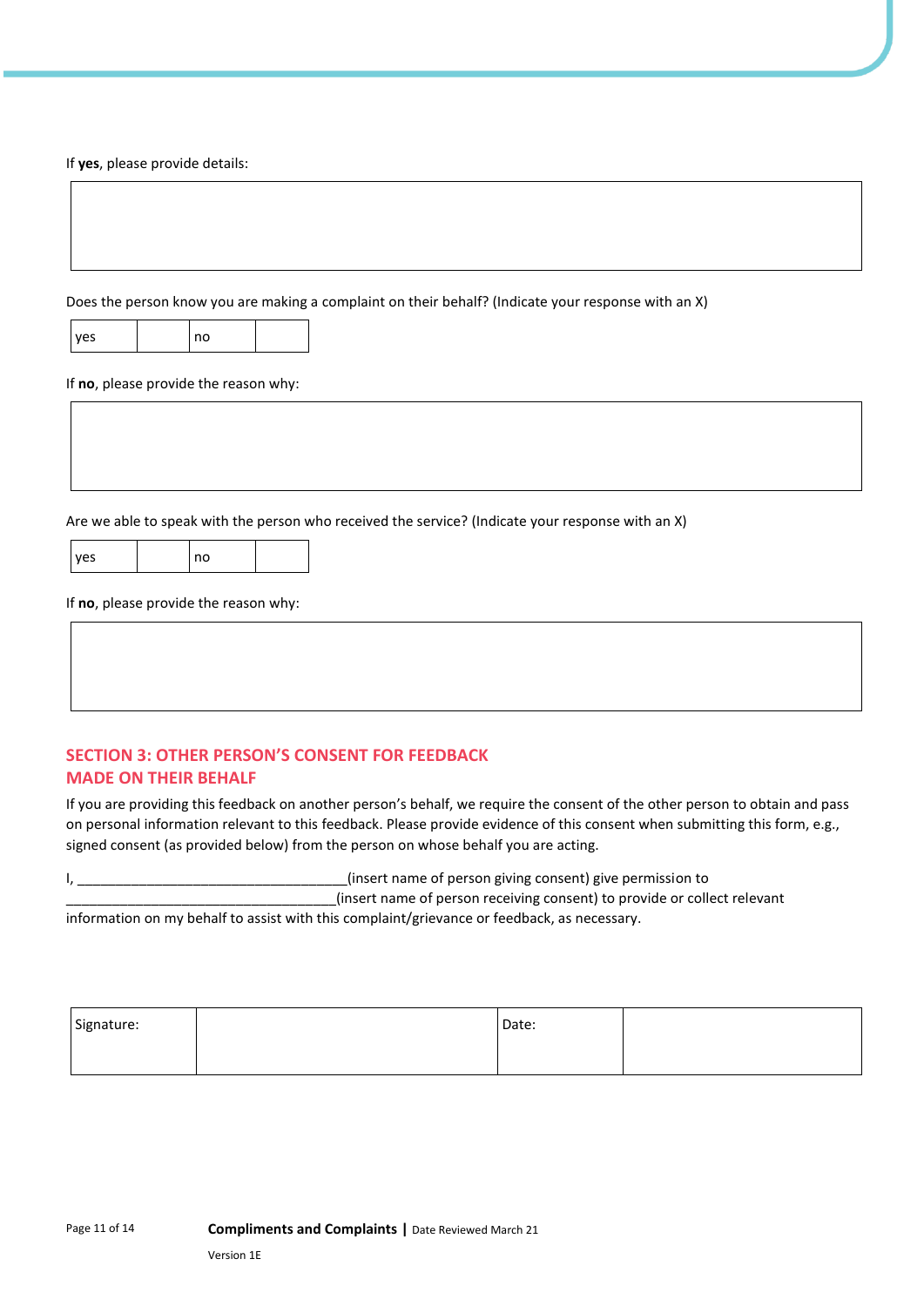If **yes**, please provide details:

| |
|---|
| |

Does the person know you are making a complaint on their behalf? (Indicate your response with an X)

| yes | | no | |
|---|---|---|---|

If **no**, please provide the reason why:

| |
|---|
| |

Are we able to speak with the person who received the service? (Indicate your response with an X)

| yes | | no | |
|---|---|---|---|

If **no**, please provide the reason why:

| |
|---|
| |

## SECTION 3: OTHER PERSON'S CONSENT FOR FEEDBACK MADE ON THEIR BEHALF

If you are providing this feedback on another person's behalf, we require the consent of the other person to obtain and pass on personal information relevant to this feedback. Please provide evidence of this consent when submitting this form, e.g., signed consent (as provided below) from the person on whose behalf you are acting.

I, ___________________________________(insert name of person giving consent) give permission to ___________________________________(insert name of person receiving consent) to provide or collect relevant information on my behalf to assist with this complaint/grievance or feedback, as necessary.

| Signature: | | Date: | |
|---|---|---|---|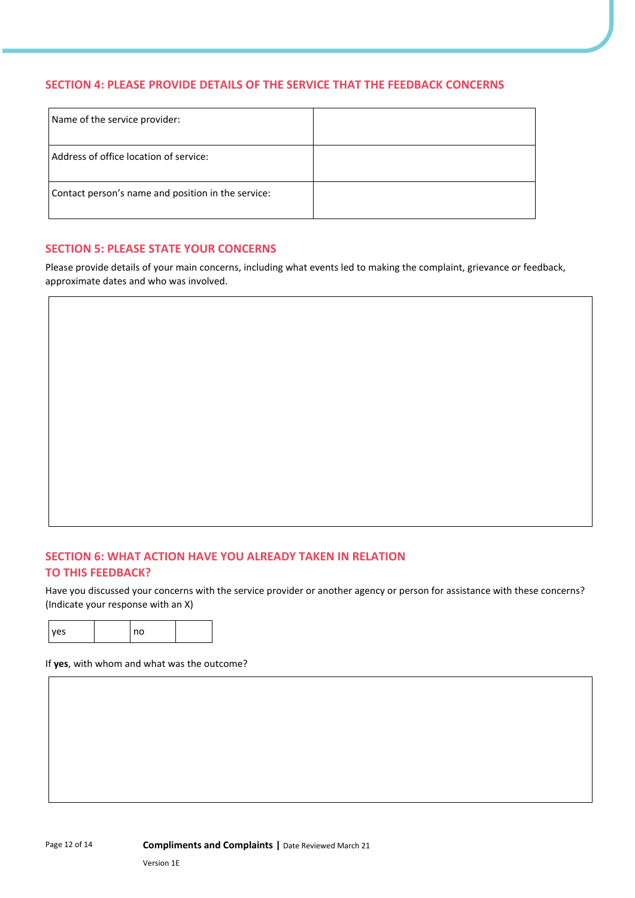## SECTION 4: PLEASE PROVIDE DETAILS OF THE SERVICE THAT THE FEEDBACK CONCERNS

| | |
|---|---|
| Name of the service provider: | |
| Address of office location of service: | |
| Contact person's name and position in the service: | |

## SECTION 5: PLEASE STATE YOUR CONCERNS

Please provide details of your main concerns, including what events led to making the complaint, grievance or feedback, approximate dates and who was involved.

| |
|---|
| |

## SECTION 6: WHAT ACTION HAVE YOU ALREADY TAKEN IN RELATION TO THIS FEEDBACK?

Have you discussed your concerns with the service provider or another agency or person for assistance with these concerns? (Indicate your response with an X)

| | | | |
|---|---|---|---|
| yes | | no | |

If **yes**, with whom and what was the outcome?

| |
|---|
| |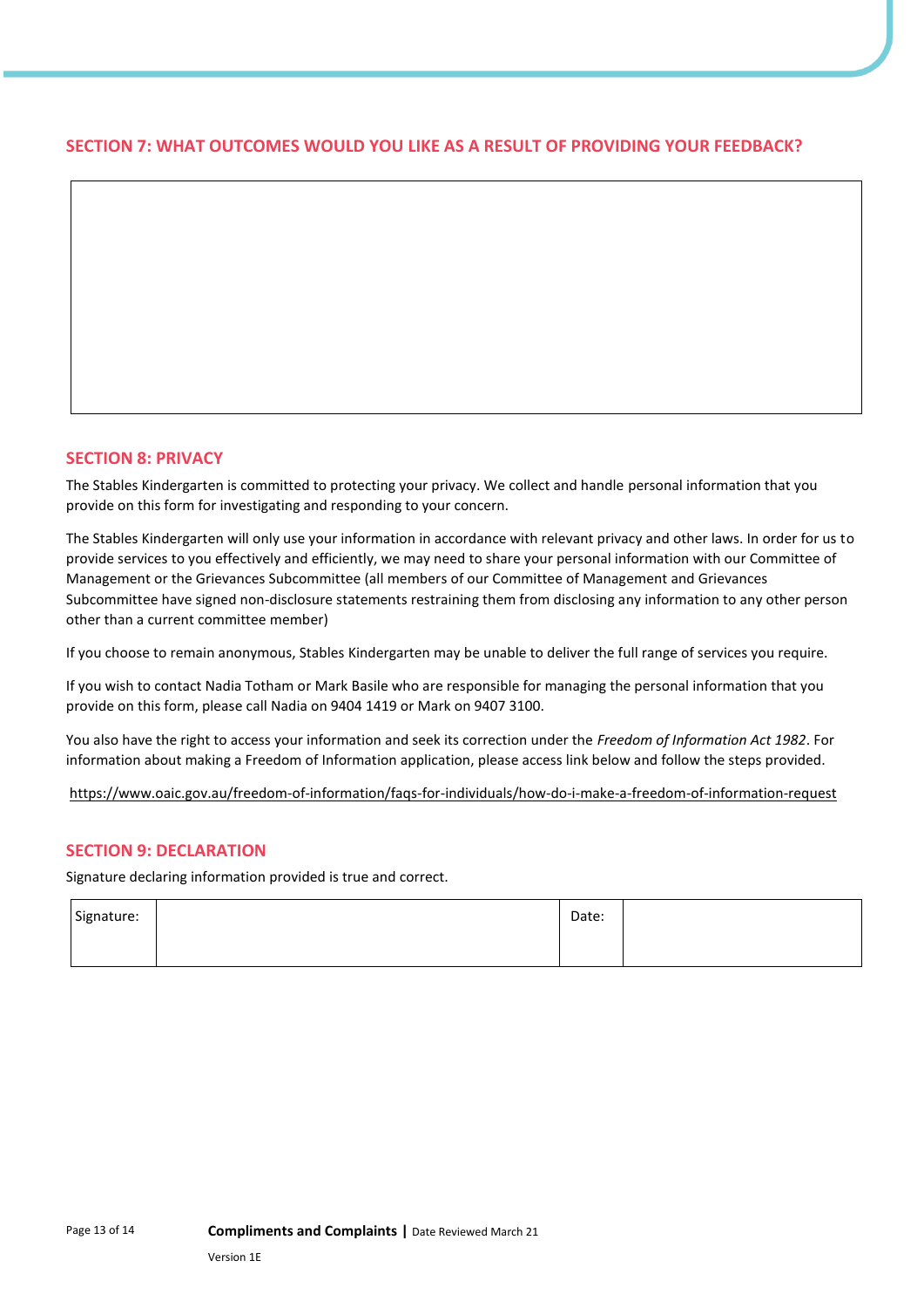## SECTION 7: WHAT OUTCOMES WOULD YOU LIKE AS A RESULT OF PROVIDING YOUR FEEDBACK?

| |
|---|
| |

## SECTION 8: PRIVACY

The Stables Kindergarten is committed to protecting your privacy. We collect and handle personal information that you provide on this form for investigating and responding to your concern.

The Stables Kindergarten will only use your information in accordance with relevant privacy and other laws. In order for us to provide services to you effectively and efficiently, we may need to share your personal information with our Committee of Management or the Grievances Subcommittee (all members of our Committee of Management and Grievances Subcommittee have signed non-disclosure statements restraining them from disclosing any information to any other person other than a current committee member)

If you choose to remain anonymous, Stables Kindergarten may be unable to deliver the full range of services you require.

If you wish to contact Nadia Totham or Mark Basile who are responsible for managing the personal information that you provide on this form, please call Nadia on 9404 1419 or Mark on 9407 3100.

You also have the right to access your information and seek its correction under the *Freedom of Information Act 1982*. For information about making a Freedom of Information application, please access link below and follow the steps provided.

https://www.oaic.gov.au/freedom-of-information/faqs-for-individuals/how-do-i-make-a-freedom-of-information-request

## SECTION 9: DECLARATION

Signature declaring information provided is true and correct.

| Signature: | | Date: | |
|---|---|---|---|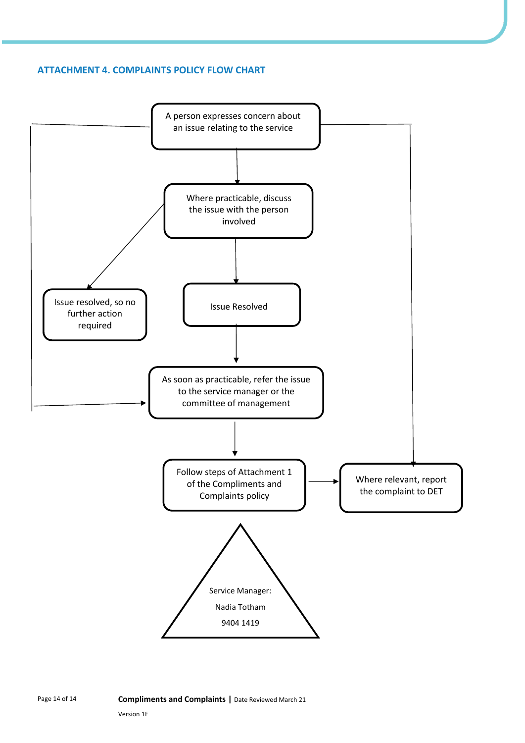## ATTACHMENT 4. COMPLAINTS POLICY FLOW CHART

A person expresses concern about an issue relating to the service

Where practicable, discuss the issue with the person involved

Issue resolved, so no further action required

Issue Resolved

As soon as practicable, refer the issue to the service manager or the committee of management

Follow steps of Attachment 1 of the Compliments and Complaints policy

Where relevant, report the complaint to DET

Service Manager:

Nadia Totham

9404 1419

**Compliments and Complaints** | Date Reviewed March 21

Version 1E